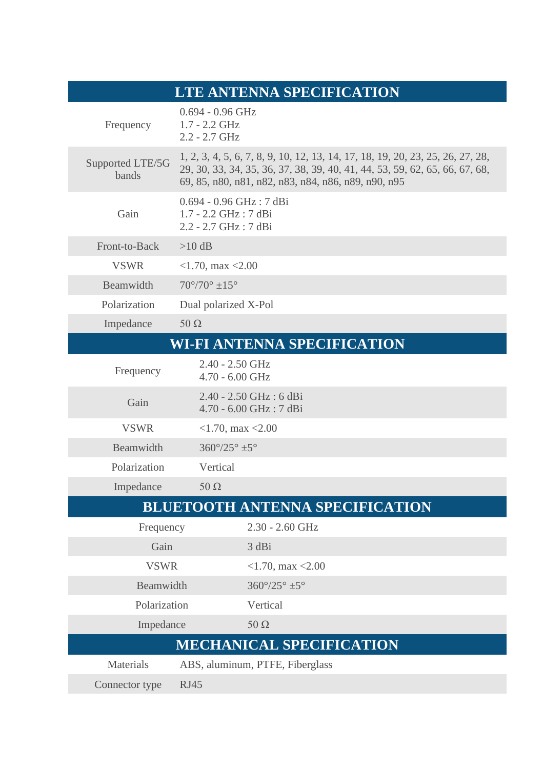## LTE ANTENNA SPECIFICATION

| | |
|---|---|
| Frequency | 0.694 - 0.96 GHz<br>1.7 - 2.2 GHz<br>2.2 - 2.7 GHz |
| Supported LTE/5G bands | 1, 2, 3, 4, 5, 6, 7, 8, 9, 10, 12, 13, 14, 17, 18, 19, 20, 23, 25, 26, 27, 28, 29, 30, 33, 34, 35, 36, 37, 38, 39, 40, 41, 44, 53, 59, 62, 65, 66, 67, 68, 69, 85, n80, n81, n82, n83, n84, n86, n89, n90, n95 |
| Gain | 0.694 - 0.96 GHz : 7 dBi<br>1.7 - 2.2 GHz : 7 dBi<br>2.2 - 2.7 GHz : 7 dBi |
| Front-to-Back | >10 dB |
| VSWR | <1.70, max <2.00 |
| Beamwidth | 70°/70° ±15° |
| Polarization | Dual polarized X-Pol |
| Impedance | 50 Ω |

## WI-FI ANTENNA SPECIFICATION

| | |
|---|---|
| Frequency | 2.40 - 2.50 GHz<br>4.70 - 6.00 GHz |
| Gain | 2.40 - 2.50 GHz : 6 dBi<br>4.70 - 6.00 GHz : 7 dBi |
| VSWR | <1.70, max <2.00 |
| Beamwidth | 360°/25° ±5° |
| Polarization | Vertical |
| Impedance | 50 Ω |

## BLUETOOTH ANTENNA SPECIFICATION

| | |
|---|---|
| Frequency | 2.30 - 2.60 GHz |
| Gain | 3 dBi |
| VSWR | <1.70, max <2.00 |
| Beamwidth | 360°/25° ±5° |
| Polarization | Vertical |
| Impedance | 50 Ω |

## MECHANICAL SPECIFICATION

| | |
|---|---|
| Materials | ABS, aluminum, PTFE, Fiberglass |
| Connector type | RJ45 |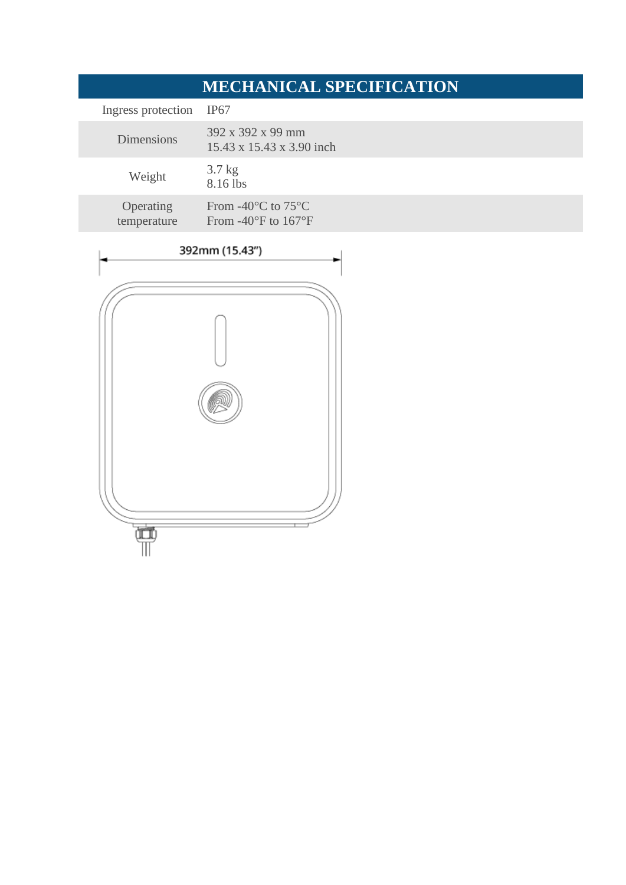## MECHANICAL SPECIFICATION

| | |
|---|---|
| Ingress protection | IP67 |
| Dimensions | 392 x 392 x 99 mm<br>15.43 x 15.43 x 3.90 inch |
| Weight | 3.7 kg<br>8.16 lbs |
| Operating temperature | From -40°C to 75°C<br>From -40°F to 167°F |

392mm (15.43")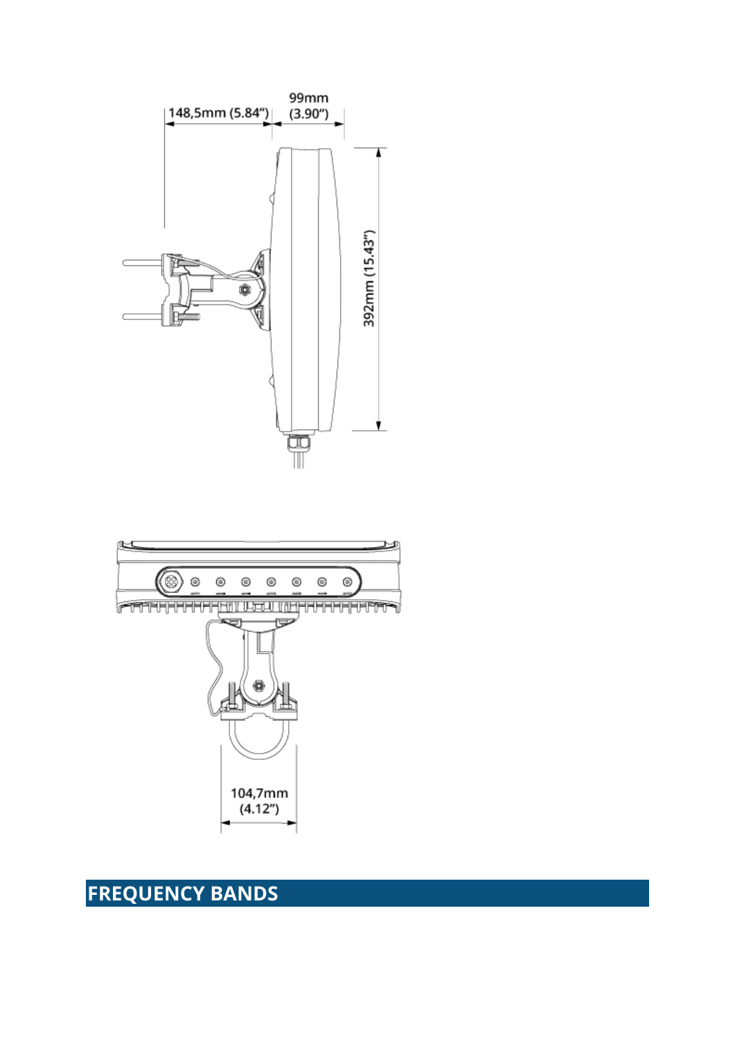148,5mm (5.84")

99mm (3.90")

392mm (15.43")

104,7mm (4.12")

## FREQUENCY BANDS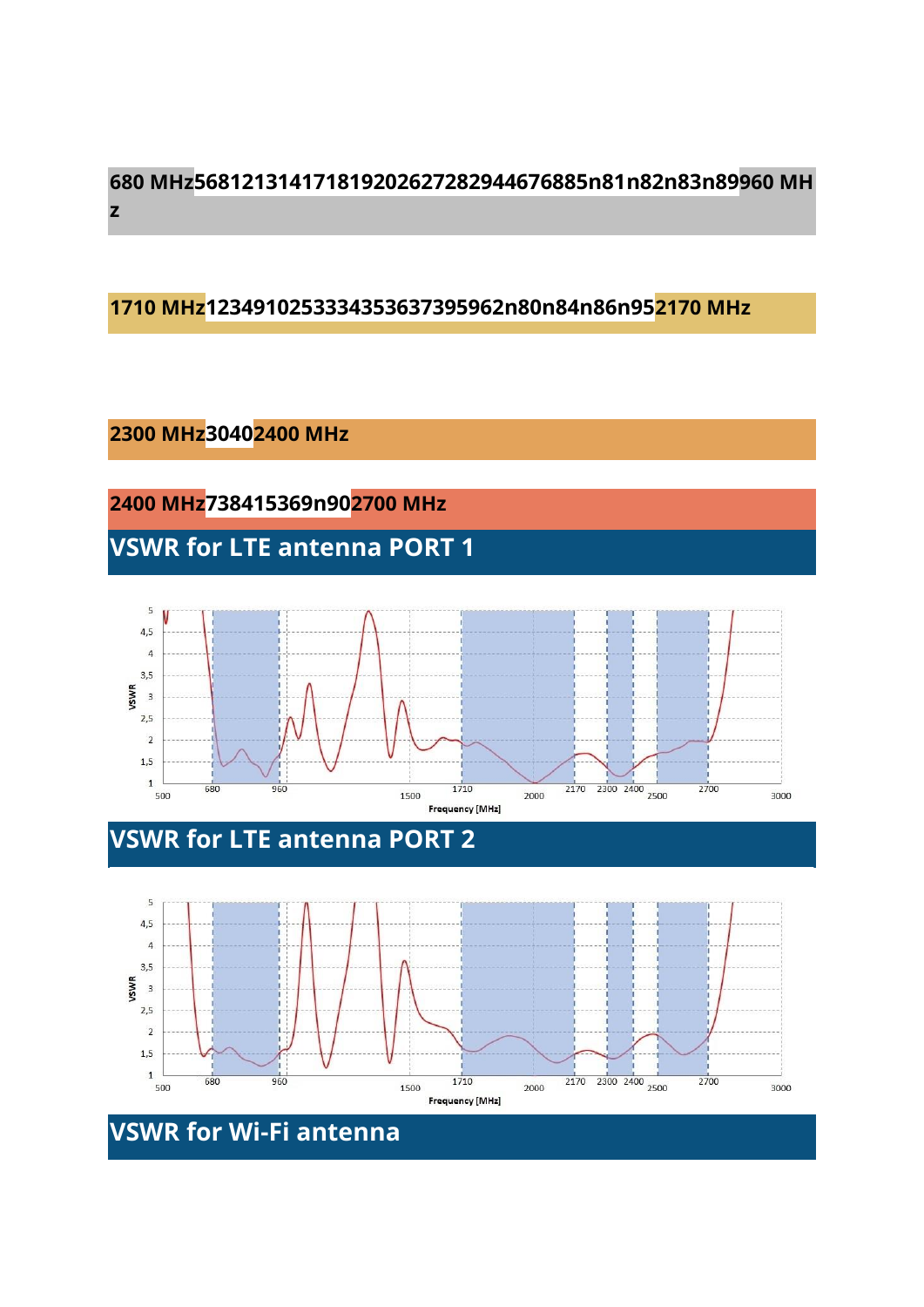**680 MHz** 56812131417181920262728294467688 5n81n82n83n89 **960 MHz**

**1710 MHz** 1234910253334353637395962n80n84n86n95 **2170 MHz**

**2300 MHz** 3040 **2400 MHz**

**2400 MHz** 738415369n90 **2700 MHz**

## VSWR for LTE antenna PORT 1

## VSWR for LTE antenna PORT 2

## VSWR for Wi-Fi antenna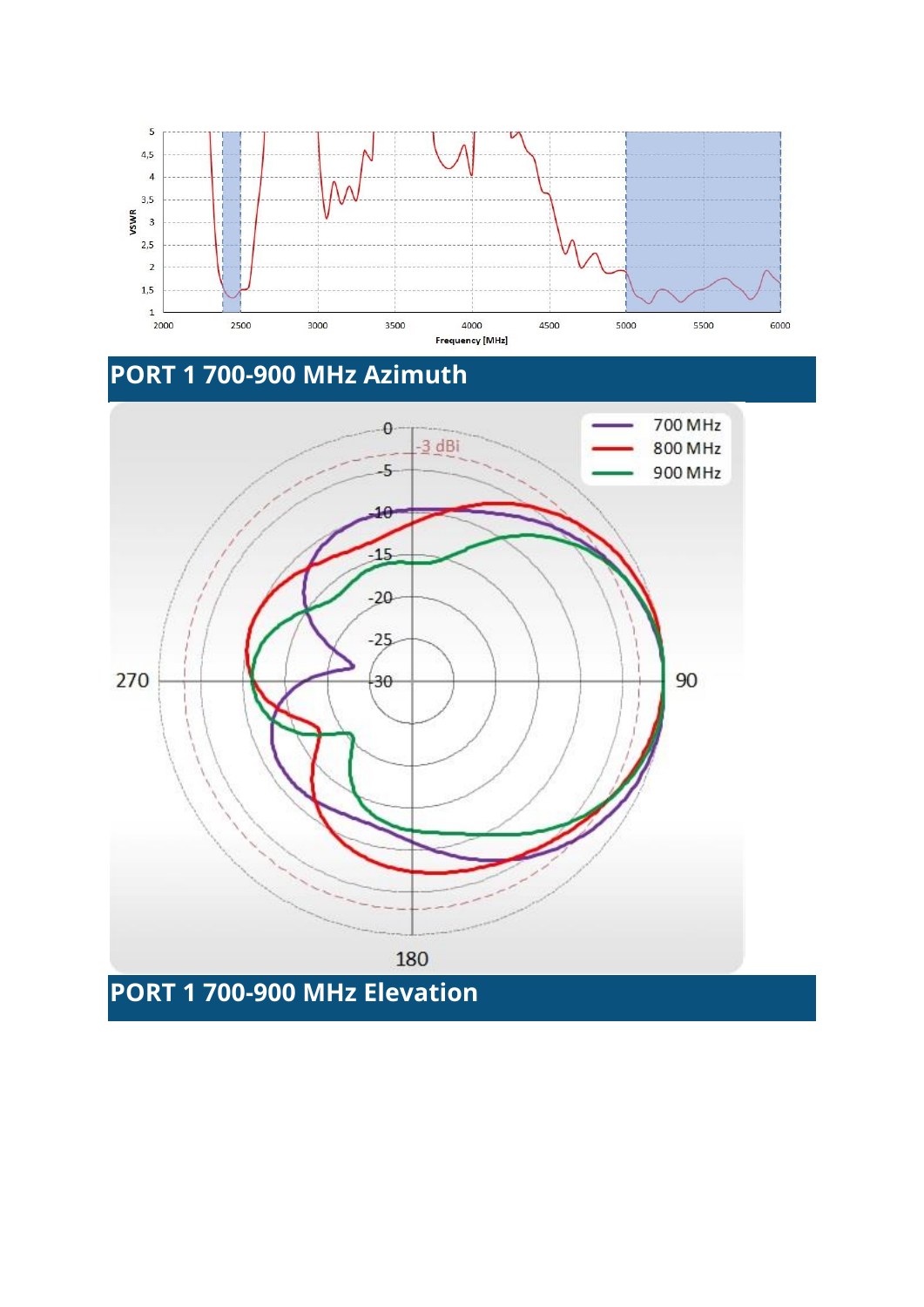## PORT 1 700-900 MHz Azimuth

## PORT 1 700-900 MHz Elevation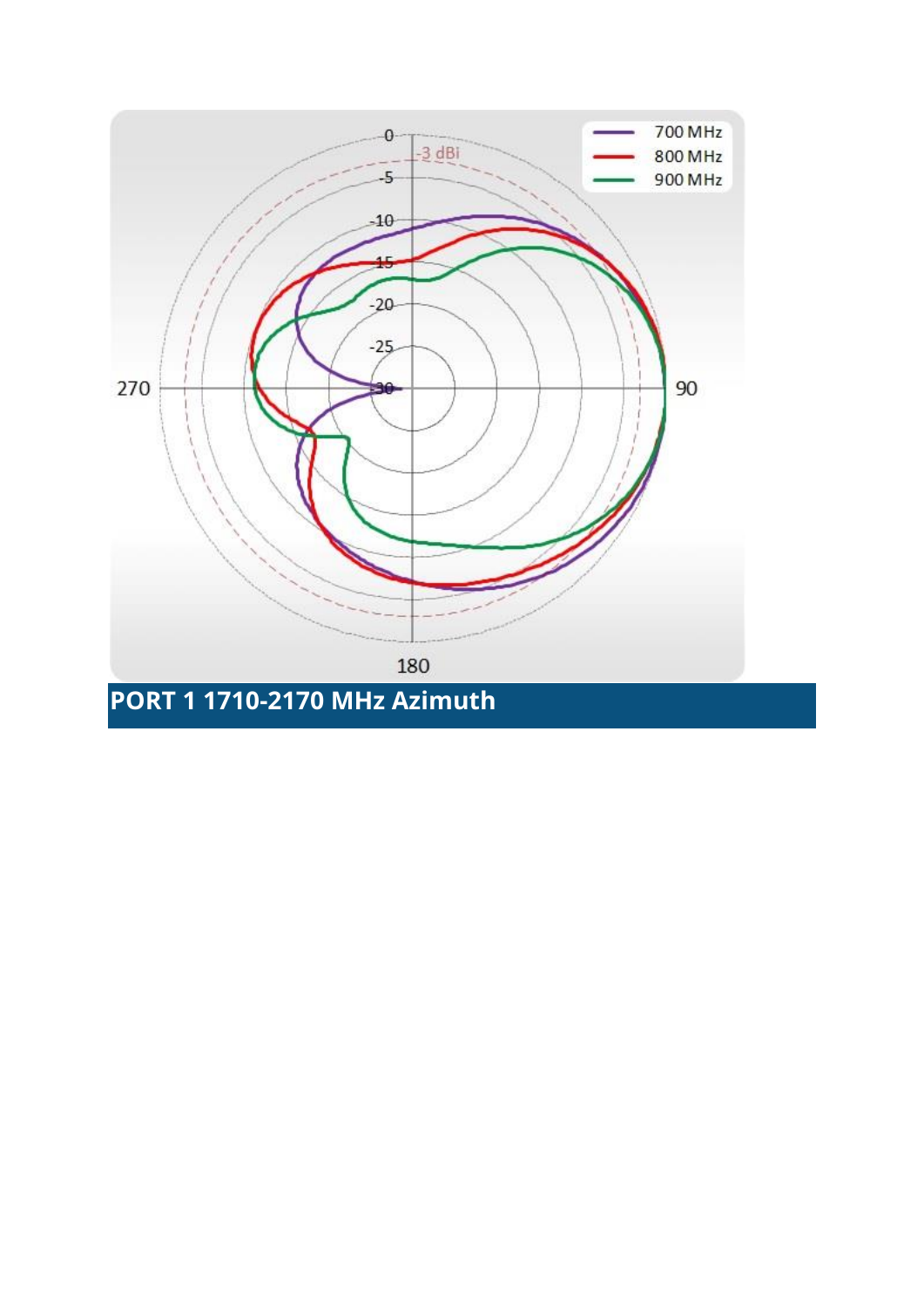## PORT 1 1710-2170 MHz Azimuth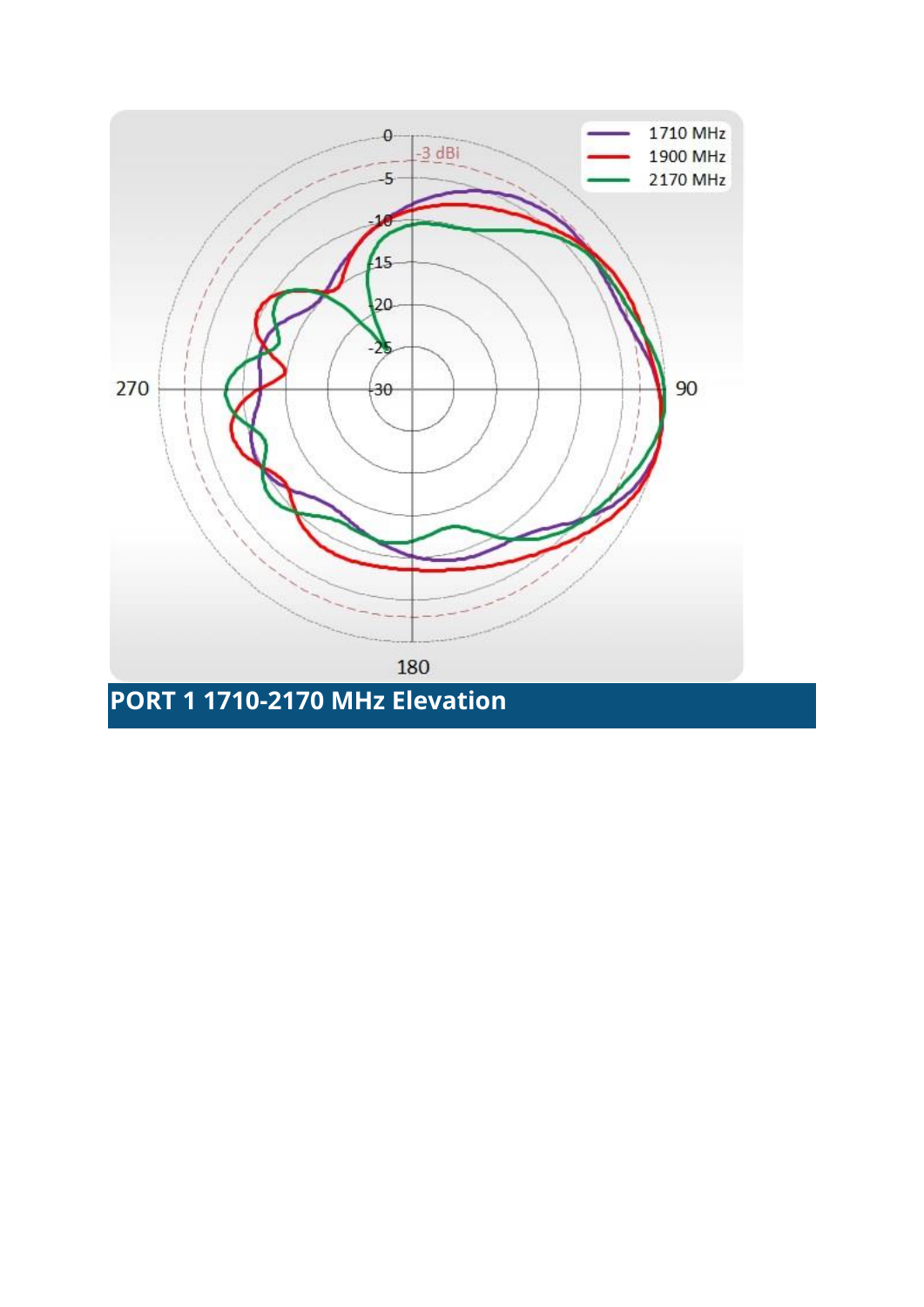PORT 1 1710-2170 MHz Elevation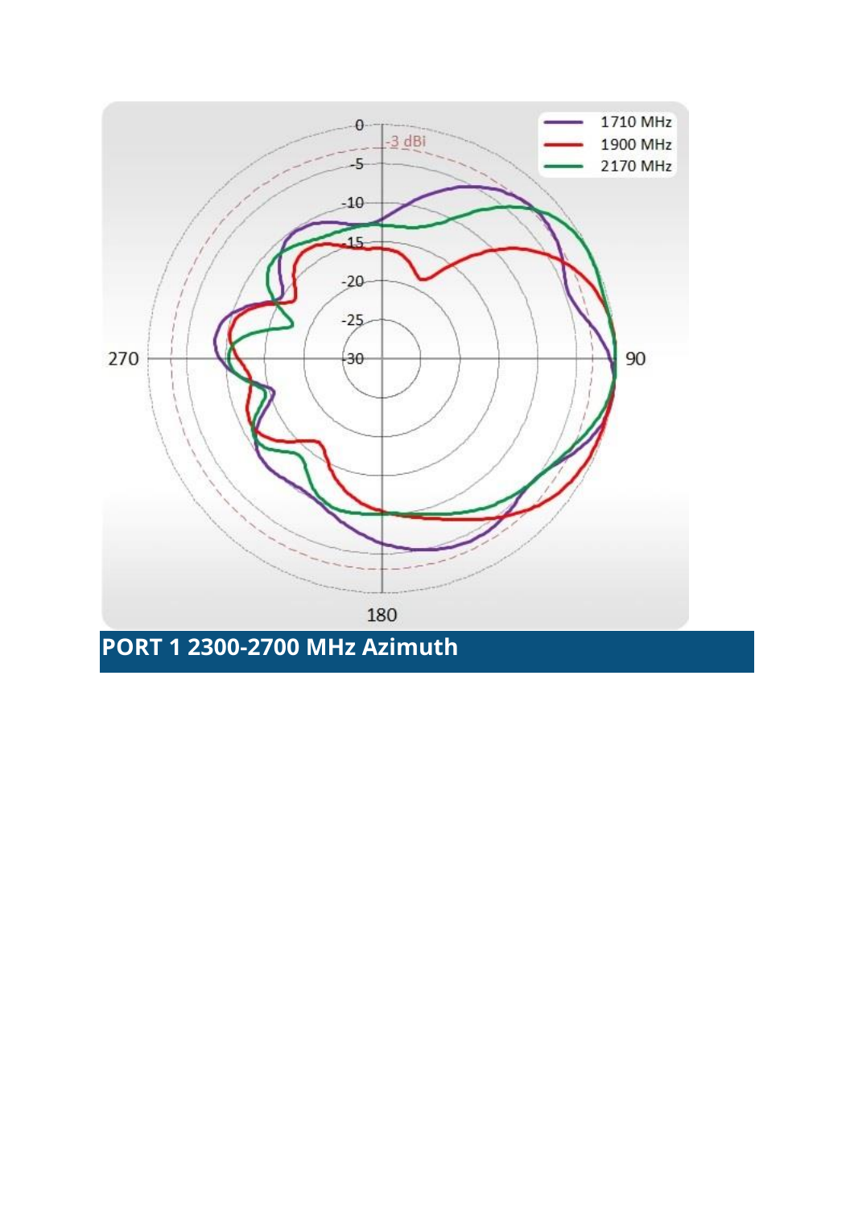## PORT 1 2300-2700 MHz Azimuth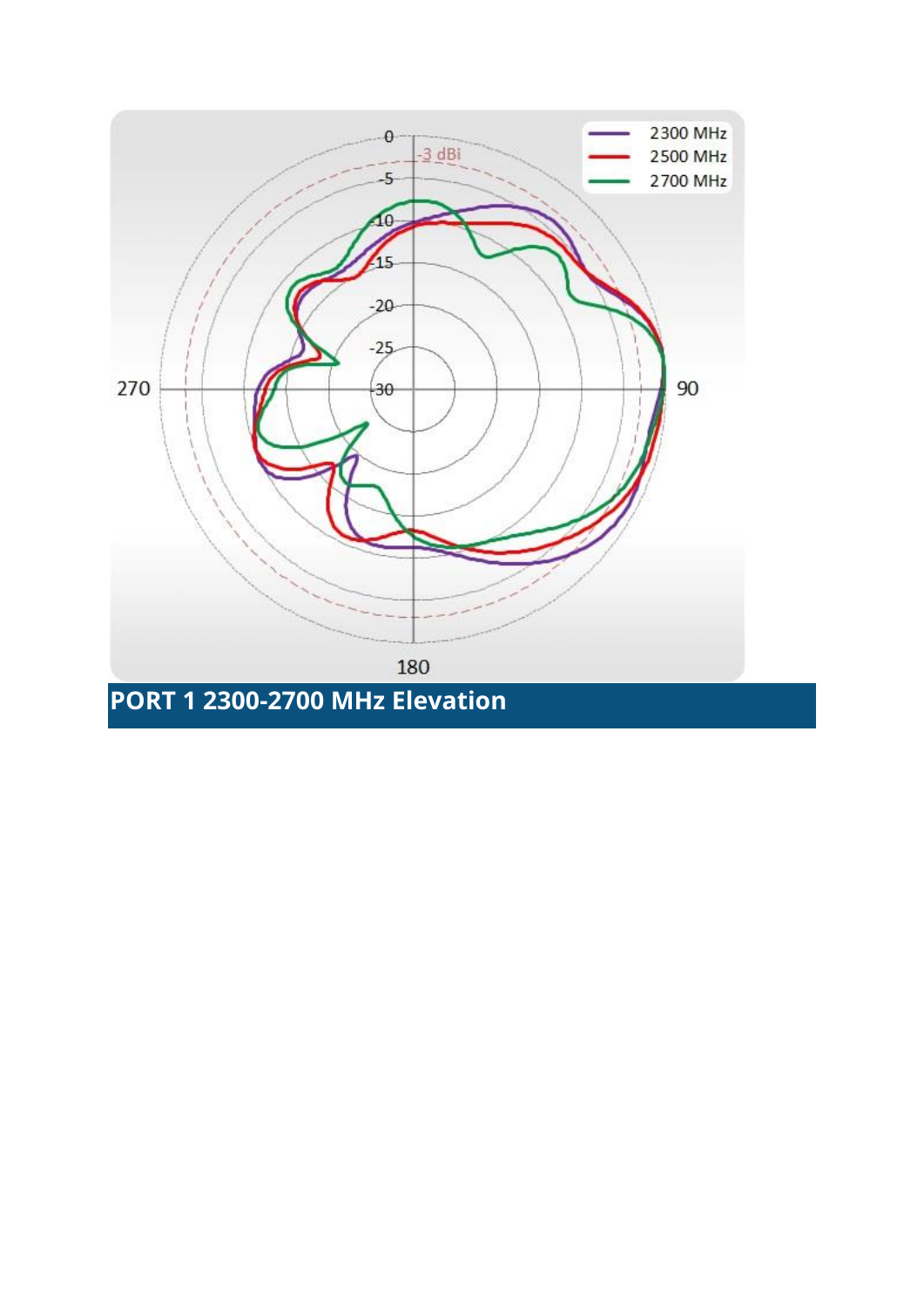**PORT 1 2300-2700 MHz Elevation**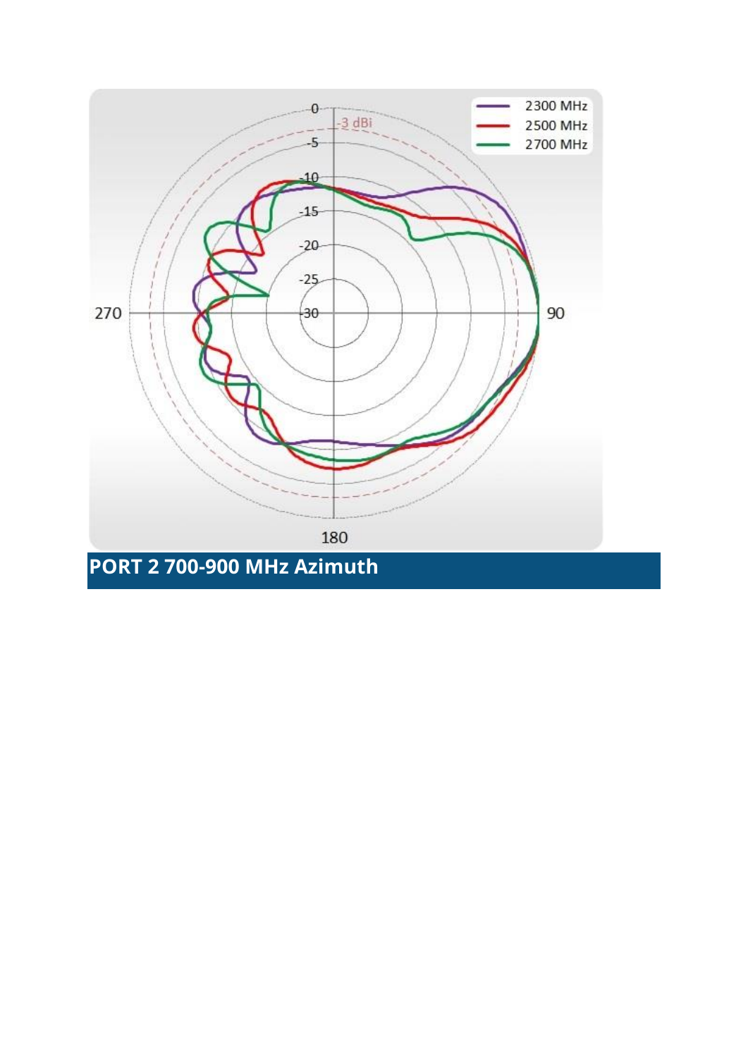## PORT 2 700-900 MHz Azimuth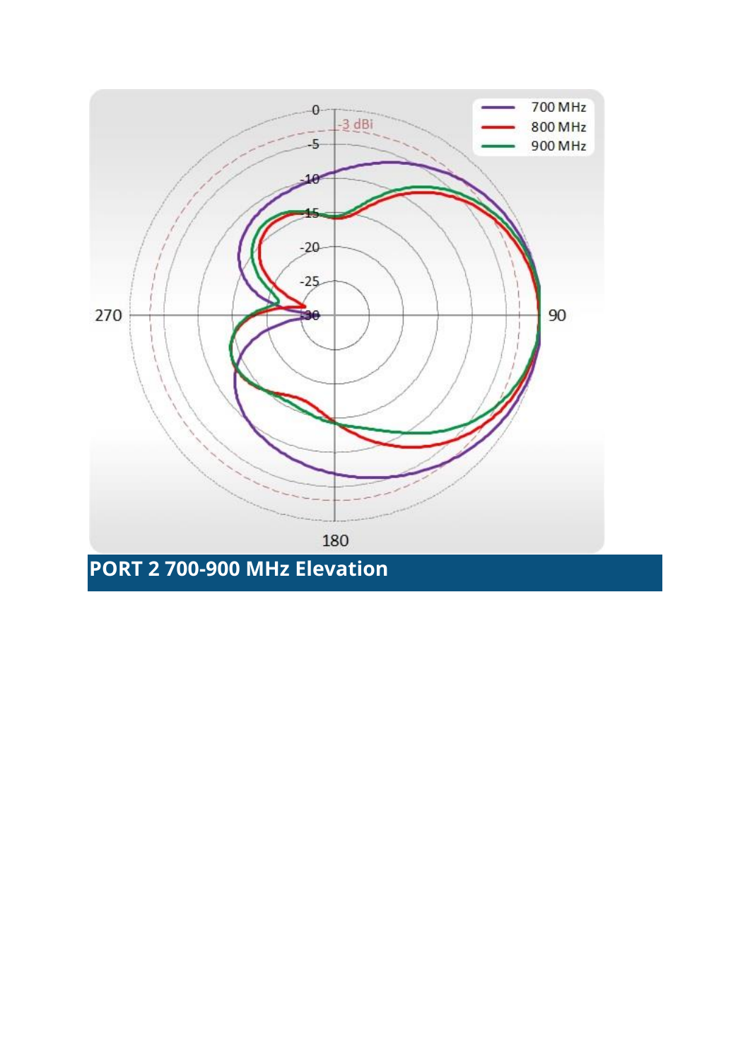PORT 2 700-900 MHz Elevation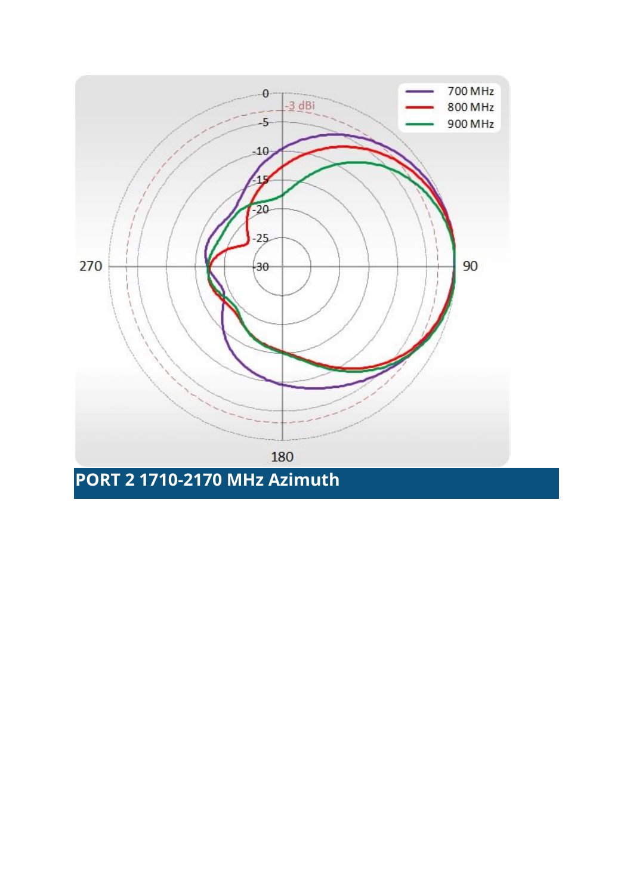## PORT 2 1710-2170 MHz Azimuth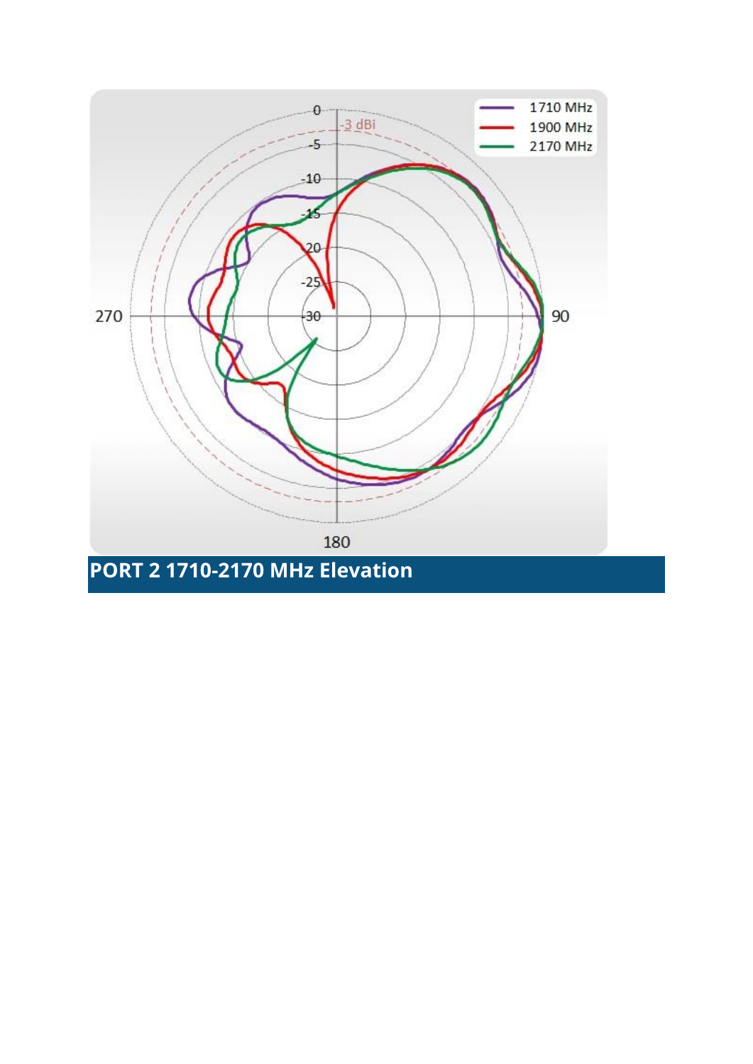**PORT 2 1710-2170 MHz Elevation**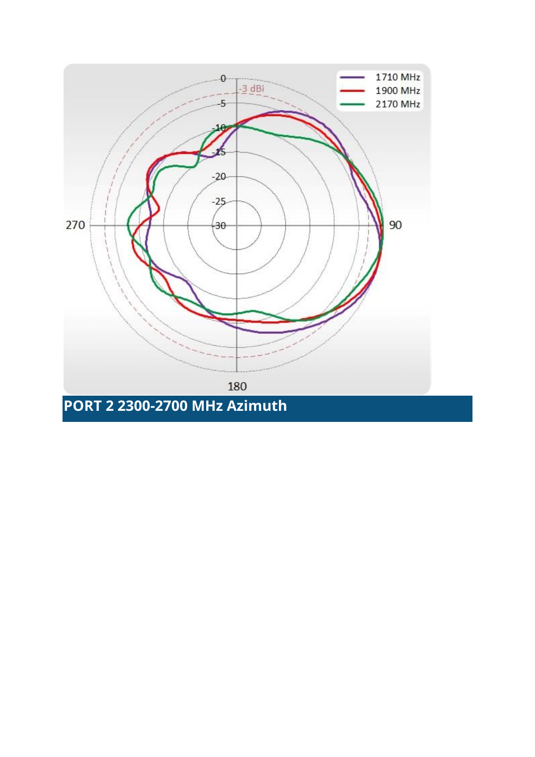## PORT 2 2300-2700 MHz Azimuth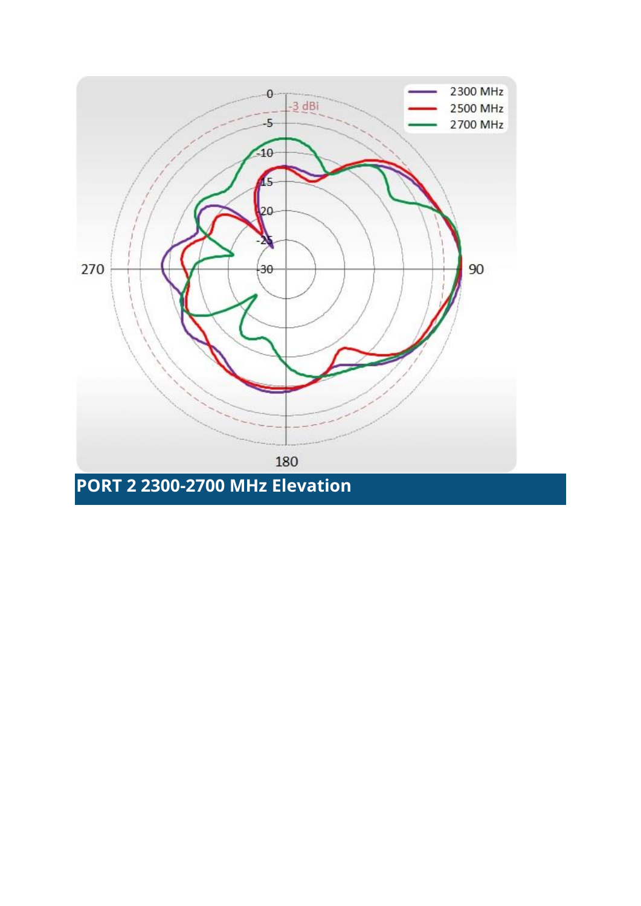**PORT 2 2300-2700 MHz Elevation**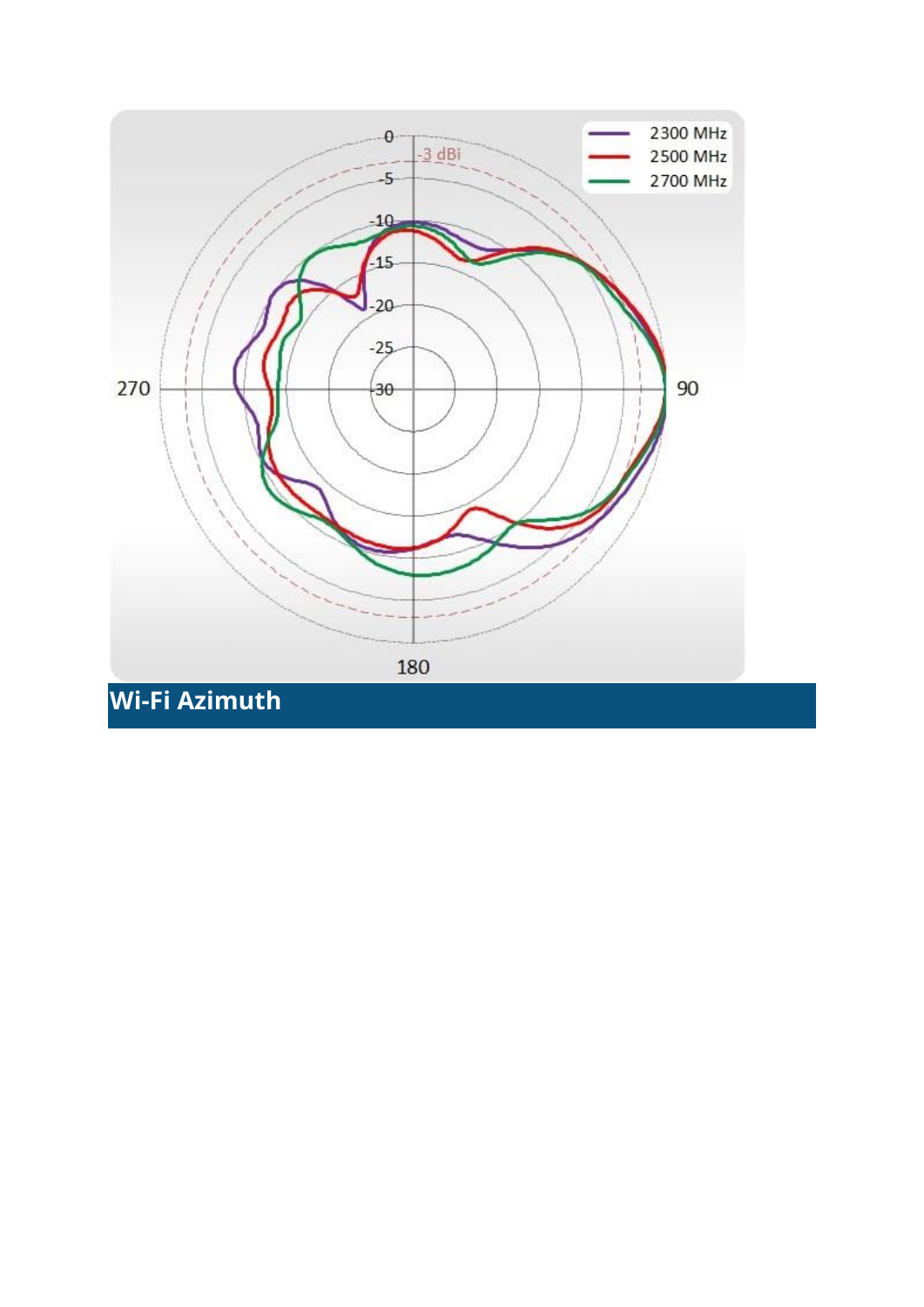## Wi-Fi Azimuth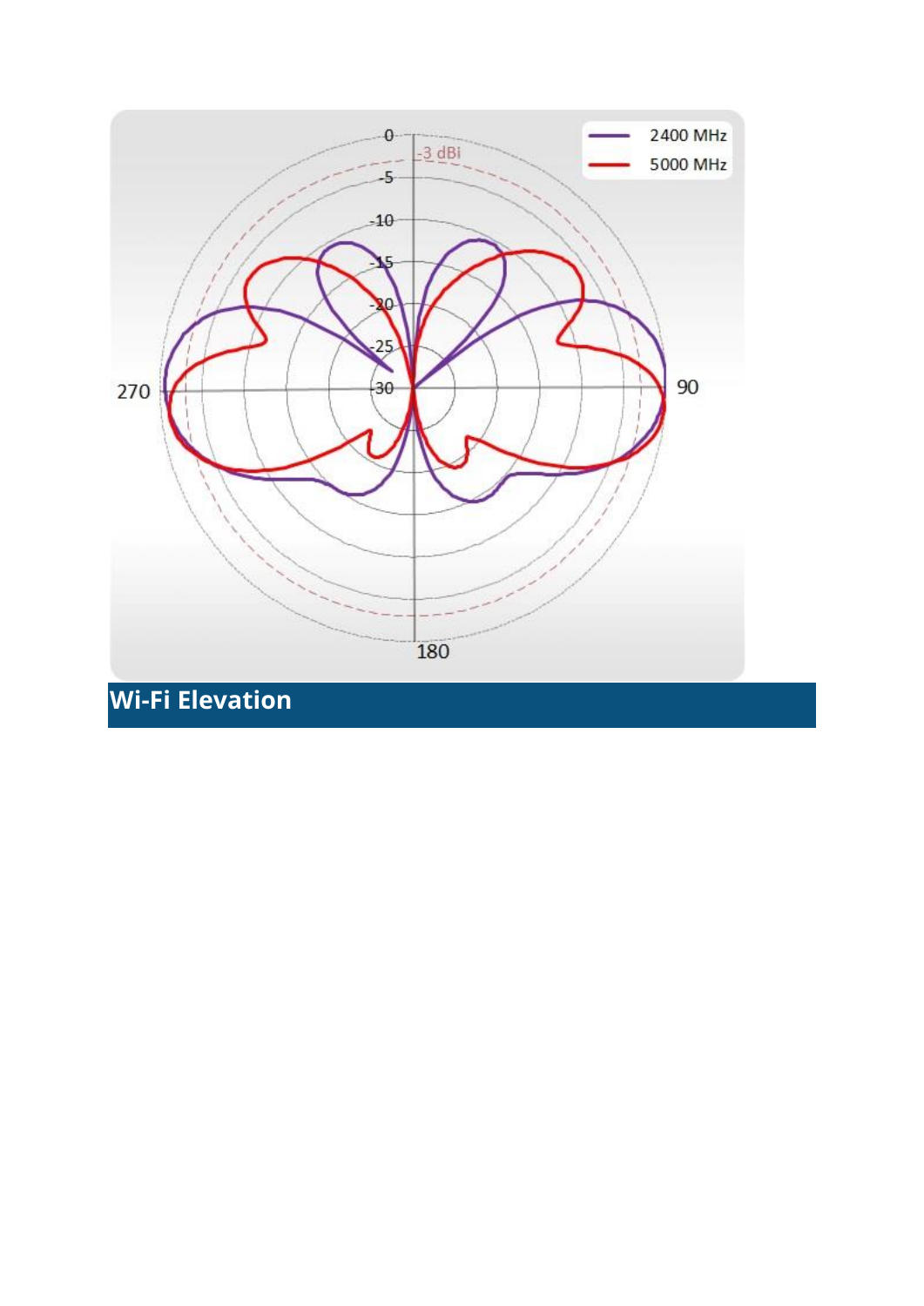## Wi-Fi Elevation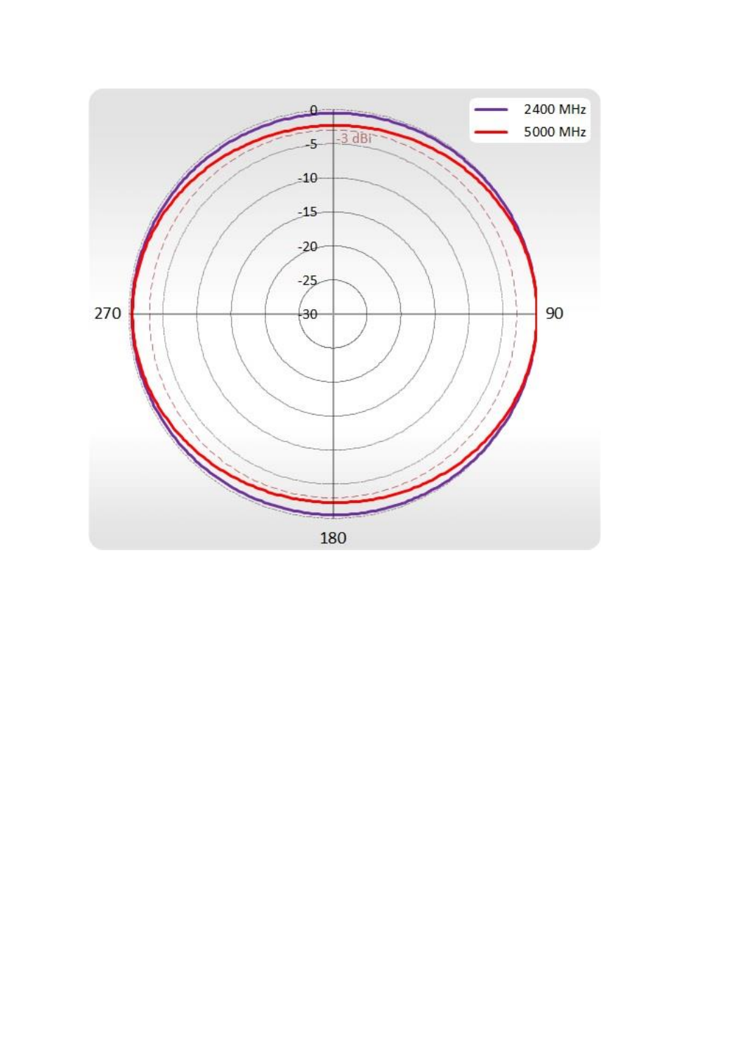2400 MHz
5000 MHz

0
-5
-3 dBi
-10
-15
-20
-25
-30

270
90
180